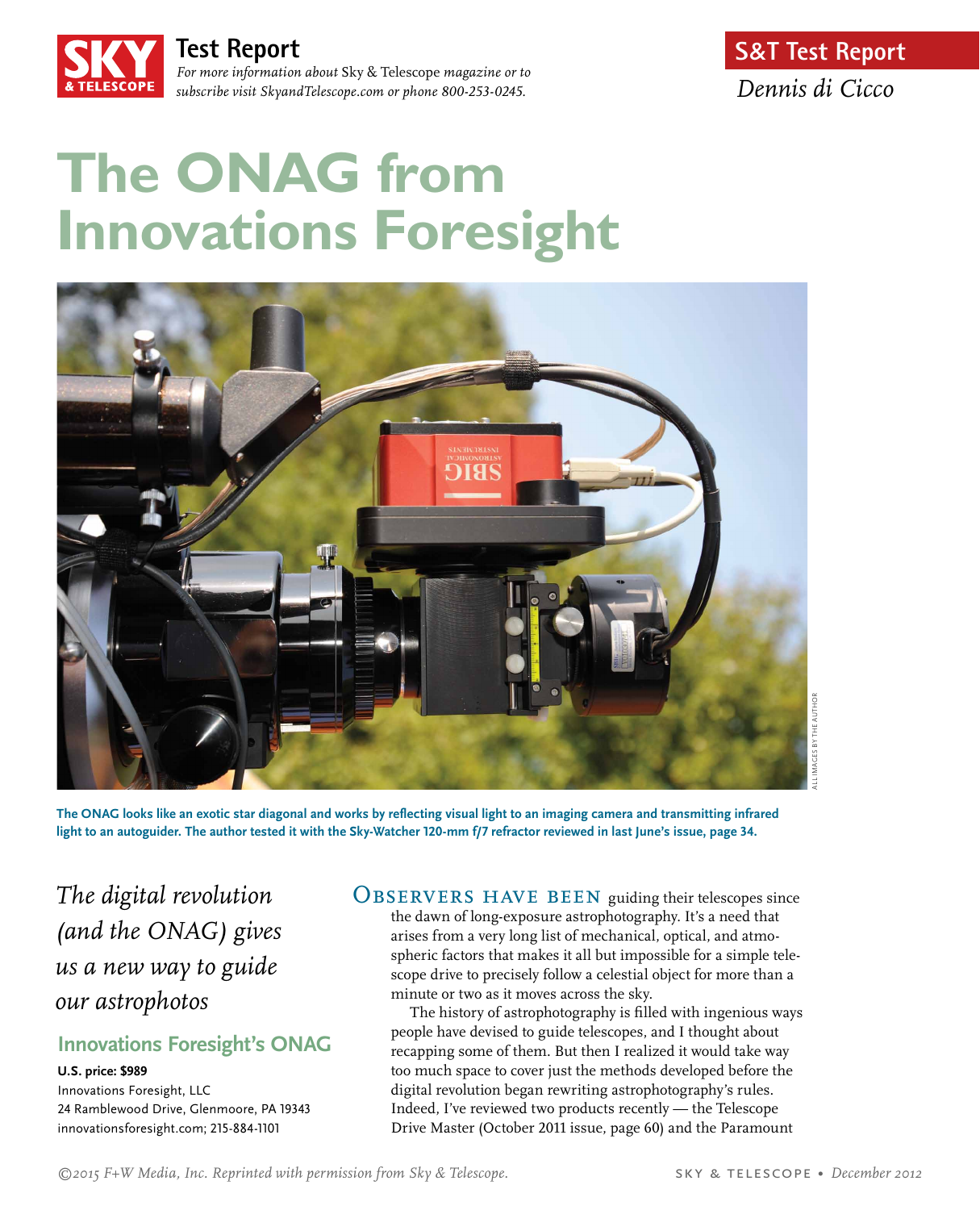**Test Report**

*For more information about* Sky & Telescope *magazine or to subscribe visit SkyandTelescope.com or phone 800-253-0245.*

**S&T Test Report**

*Dennis di Cicco*

# The ONAG from Innovations Foresight

**The ONAG looks like an exotic star diagonal and works by reflecting visual light to an imaging camera and transmitting infrared light to an autoguider. The author tested it with the Sky-Watcher 120-mm f/7 refractor reviewed in last June's issue, page 34.**

ALL IMAGES BY THE AUTHOR

*The digital revolution (and the ONAG) gives us a new way to guide our astrophotos*

## Innovations Foresight's ONAG

**U.S. price: $989**
Innovations Foresight, LLC
24 Ramblewood Drive, Glenmoore, PA 19343
innovationsforesight.com; 215-884-1101

OBSERVERS HAVE BEEN guiding their telescopes since the dawn of long-exposure astrophotography. It's a need that arises from a very long list of mechanical, optical, and atmospheric factors that makes it all but impossible for a simple telescope drive to precisely follow a celestial object for more than a minute or two as it moves across the sky.

The history of astrophotography is filled with ingenious ways people have devised to guide telescopes, and I thought about recapping some of them. But then I realized it would take way too much space to cover just the methods developed before the digital revolution began rewriting astrophotography's rules. Indeed, I've reviewed two products recently — the Telescope Drive Master (October 2011 issue, page 60) and the Paramount

*©2015 F+W Media, Inc. Reprinted with permission from Sky & Telescope.*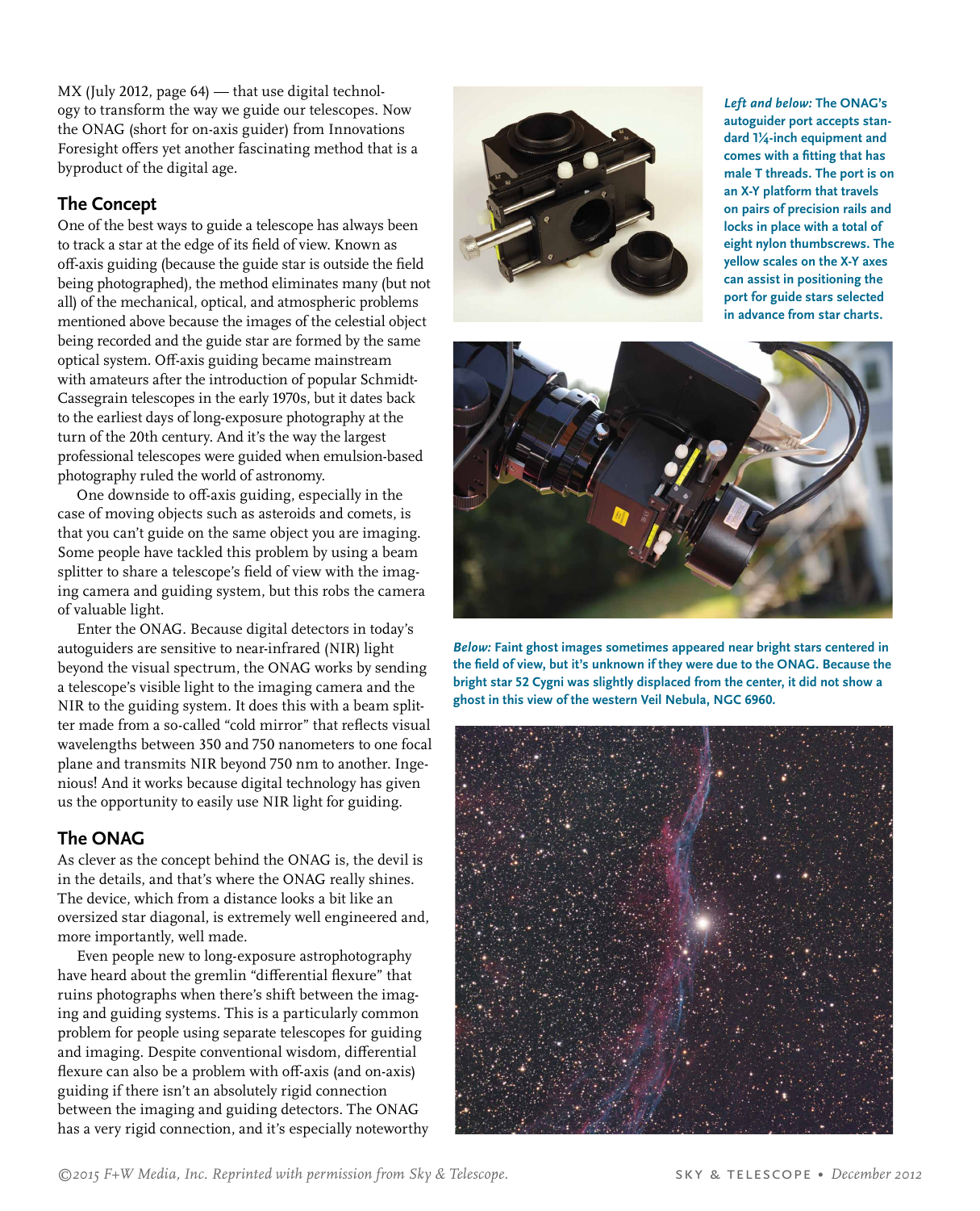MX (July 2012, page 64) — that use digital technology to transform the way we guide our telescopes. Now the ONAG (short for on-axis guider) from Innovations Foresight offers yet another fascinating method that is a byproduct of the digital age.

## The Concept

One of the best ways to guide a telescope has always been to track a star at the edge of its field of view. Known as off-axis guiding (because the guide star is outside the field being photographed), the method eliminates many (but not all) of the mechanical, optical, and atmospheric problems mentioned above because the images of the celestial object being recorded and the guide star are formed by the same optical system. Off-axis guiding became mainstream with amateurs after the introduction of popular Schmidt-Cassegrain telescopes in the early 1970s, but it dates back to the earliest days of long-exposure photography at the turn of the 20th century. And it's the way the largest professional telescopes were guided when emulsion-based photography ruled the world of astronomy.

One downside to off-axis guiding, especially in the case of moving objects such as asteroids and comets, is that you can't guide on the same object you are imaging. Some people have tackled this problem by using a beam splitter to share a telescope's field of view with the imaging camera and guiding system, but this robs the camera of valuable light.

Enter the ONAG. Because digital detectors in today's autoguiders are sensitive to near-infrared (NIR) light beyond the visual spectrum, the ONAG works by sending a telescope's visible light to the imaging camera and the NIR to the guiding system. It does this with a beam splitter made from a so-called "cold mirror" that reflects visual wavelengths between 350 and 750 nanometers to one focal plane and transmits NIR beyond 750 nm to another. Ingenious! And it works because digital technology has given us the opportunity to easily use NIR light for guiding.

## The ONAG

As clever as the concept behind the ONAG is, the devil is in the details, and that's where the ONAG really shines. The device, which from a distance looks a bit like an oversized star diagonal, is extremely well engineered and, more importantly, well made.

Even people new to long-exposure astrophotography have heard about the gremlin "differential flexure" that ruins photographs when there's shift between the imaging and guiding systems. This is a particularly common problem for people using separate telescopes for guiding and imaging. Despite conventional wisdom, differential flexure can also be a problem with off-axis (and on-axis) guiding if there isn't an absolutely rigid connection between the imaging and guiding detectors. The ONAG has a very rigid connection, and it's especially noteworthy

***Left and below:*** **The ONAG's autoguider port accepts standard 1¼-inch equipment and comes with a fitting that has male T threads. The port is on an X-Y platform that travels on pairs of precision rails and locks in place with a total of eight nylon thumbscrews. The yellow scales on the X-Y axes can assist in positioning the port for guide stars selected in advance from star charts.**

***Below:*** **Faint ghost images sometimes appeared near bright stars centered in the field of view, but it's unknown if they were due to the ONAG. Because the bright star 52 Cygni was slightly displaced from the center, it did not show a ghost in this view of the western Veil Nebula, NGC 6960.**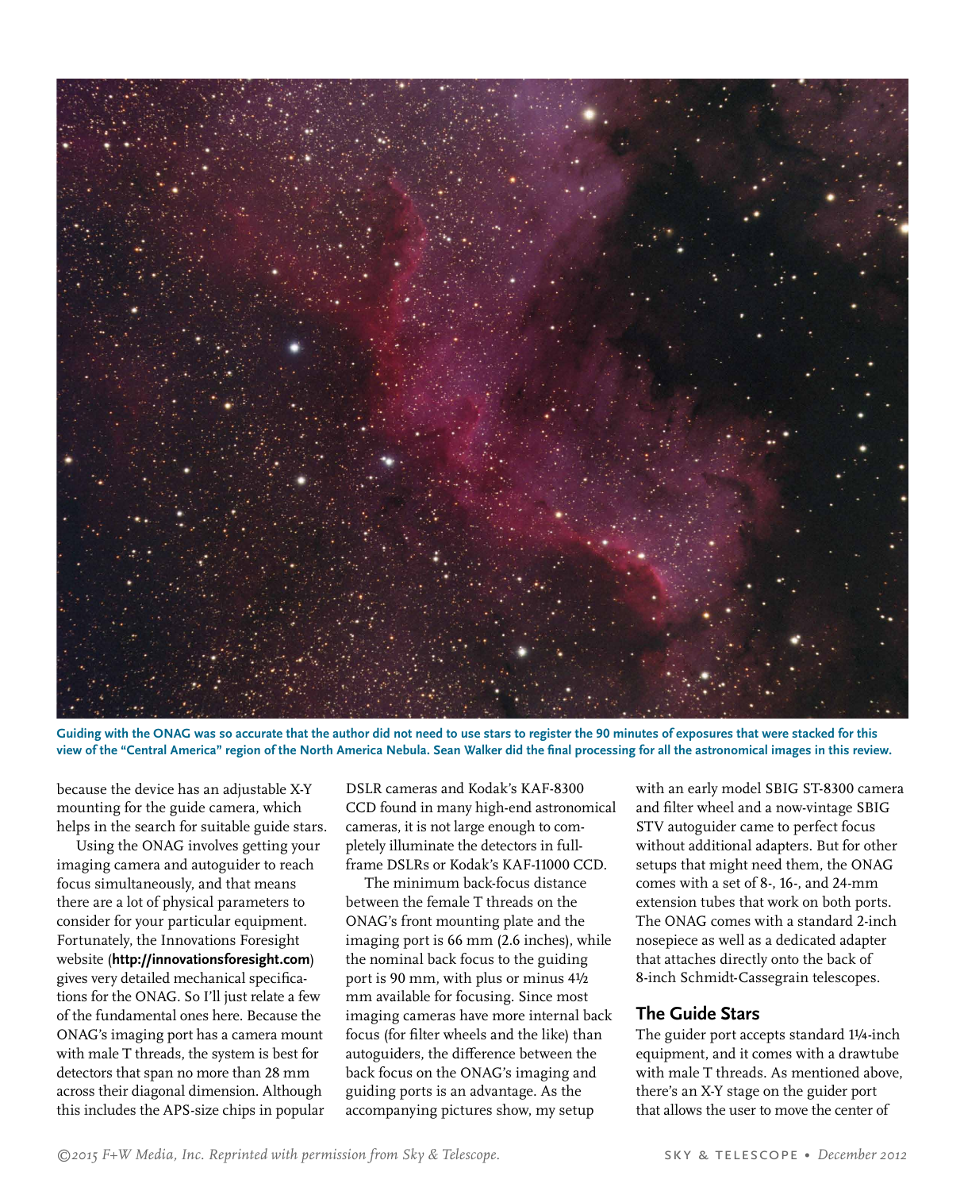Guiding with the ONAG was so accurate that the author did not need to use stars to register the 90 minutes of exposures that were stacked for this view of the "Central America" region of the North America Nebula. Sean Walker did the final processing for all the astronomical images in this review.

because the device has an adjustable X-Y mounting for the guide camera, which helps in the search for suitable guide stars.

Using the ONAG involves getting your imaging camera and autoguider to reach focus simultaneously, and that means there are a lot of physical parameters to consider for your particular equipment. Fortunately, the Innovations Foresight website (**http://innovationsforesight.com**) gives very detailed mechanical specifications for the ONAG. So I'll just relate a few of the fundamental ones here. Because the ONAG's imaging port has a camera mount with male T threads, the system is best for detectors that span no more than 28 mm across their diagonal dimension. Although this includes the APS-size chips in popular DSLR cameras and Kodak's KAF-8300 CCD found in many high-end astronomical cameras, it is not large enough to completely illuminate the detectors in full-frame DSLRs or Kodak's KAF-11000 CCD.

The minimum back-focus distance between the female T threads on the ONAG's front mounting plate and the imaging port is 66 mm (2.6 inches), while the nominal back focus to the guiding port is 90 mm, with plus or minus 4½ mm available for focusing. Since most imaging cameras have more internal back focus (for filter wheels and the like) than autoguiders, the difference between the back focus on the ONAG's imaging and guiding ports is an advantage. As the accompanying pictures show, my setup with an early model SBIG ST-8300 camera and filter wheel and a now-vintage SBIG STV autoguider came to perfect focus without additional adapters. But for other setups that might need them, the ONAG comes with a set of 8-, 16-, and 24-mm extension tubes that work on both ports. The ONAG comes with a standard 2-inch nosepiece as well as a dedicated adapter that attaches directly onto the back of 8-inch Schmidt-Cassegrain telescopes.

## The Guide Stars

The guider port accepts standard 1¼-inch equipment, and it comes with a drawtube with male T threads. As mentioned above, there's an X-Y stage on the guider port that allows the user to move the center of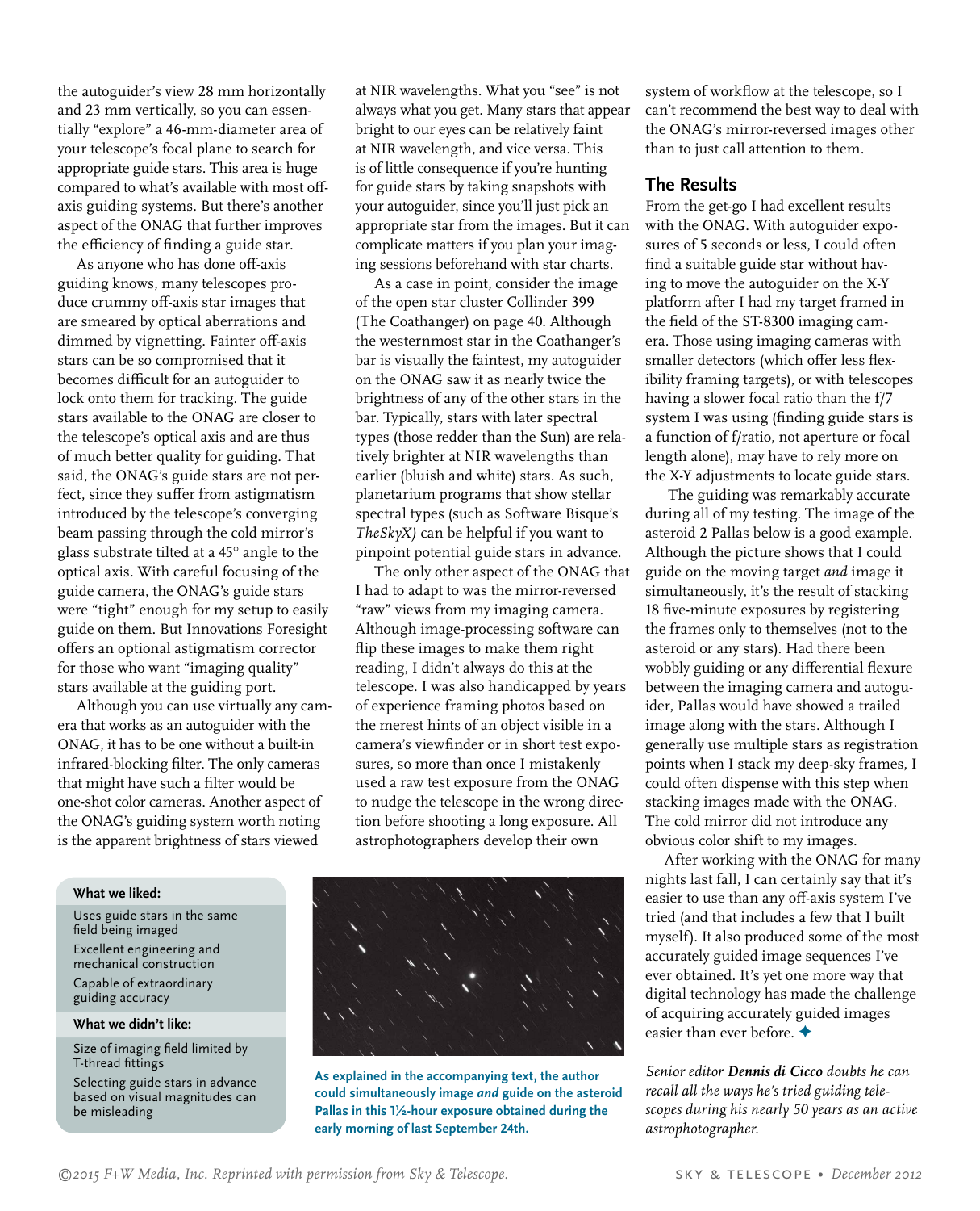the autoguider's view 28 mm horizontally and 23 mm vertically, so you can essentially "explore" a 46-mm-diameter area of your telescope's focal plane to search for appropriate guide stars. This area is huge compared to what's available with most off-axis guiding systems. But there's another aspect of the ONAG that further improves the efficiency of finding a guide star.

As anyone who has done off-axis guiding knows, many telescopes produce crummy off-axis star images that are smeared by optical aberrations and dimmed by vignetting. Fainter off-axis stars can be so compromised that it becomes difficult for an autoguider to lock onto them for tracking. The guide stars available to the ONAG are closer to the telescope's optical axis and are thus of much better quality for guiding. That said, the ONAG's guide stars are not perfect, since they suffer from astigmatism introduced by the telescope's converging beam passing through the cold mirror's glass substrate tilted at a 45° angle to the optical axis. With careful focusing of the guide camera, the ONAG's guide stars were "tight" enough for my setup to easily guide on them. But Innovations Foresight offers an optional astigmatism corrector for those who want "imaging quality" stars available at the guiding port.

Although you can use virtually any camera that works as an autoguider with the ONAG, it has to be one without a built-in infrared-blocking filter. The only cameras that might have such a filter would be one-shot color cameras. Another aspect of the ONAG's guiding system worth noting is the apparent brightness of stars viewed at NIR wavelengths. What you "see" is not always what you get. Many stars that appear bright to our eyes can be relatively faint at NIR wavelength, and vice versa. This is of little consequence if you're hunting for guide stars by taking snapshots with your autoguider, since you'll just pick an appropriate star from the images. But it can complicate matters if you plan your imaging sessions beforehand with star charts.

As a case in point, consider the image of the open star cluster Collinder 399 (The Coathanger) on page 40. Although the westernmost star in the Coathanger's bar is visually the faintest, my autoguider on the ONAG saw it as nearly twice the brightness of any of the other stars in the bar. Typically, stars with later spectral types (those redder than the Sun) are relatively brighter at NIR wavelengths than earlier (bluish and white) stars. As such, planetarium programs that show stellar spectral types (such as Software Bisque's *TheSkyX)* can be helpful if you want to pinpoint potential guide stars in advance.

The only other aspect of the ONAG that I had to adapt to was the mirror-reversed "raw" views from my imaging camera. Although image-processing software can flip these images to make them right reading, I didn't always do this at the telescope. I was also handicapped by years of experience framing photos based on the merest hints of an object visible in a camera's viewfinder or in short test exposures, so more than once I mistakenly used a raw test exposure from the ONAG to nudge the telescope in the wrong direction before shooting a long exposure. All astrophotographers develop their own system of workflow at the telescope, so I can't recommend the best way to deal with the ONAG's mirror-reversed images other than to just call attention to them.

## The Results

From the get-go I had excellent results with the ONAG. With autoguider exposures of 5 seconds or less, I could often find a suitable guide star without having to move the autoguider on the X-Y platform after I had my target framed in the field of the ST-8300 imaging camera. Those using imaging cameras with smaller detectors (which offer less flexibility framing targets), or with telescopes having a slower focal ratio than the f/7 system I was using (finding guide stars is a function of f/ratio, not aperture or focal length alone), may have to rely more on the X-Y adjustments to locate guide stars.

The guiding was remarkably accurate during all of my testing. The image of the asteroid 2 Pallas below is a good example. Although the picture shows that I could guide on the moving target *and* image it simultaneously, it's the result of stacking 18 five-minute exposures by registering the frames only to themselves (not to the asteroid or any stars). Had there been wobbly guiding or any differential flexure between the imaging camera and autoguider, Pallas would have showed a trailed image along with the stars. Although I generally use multiple stars as registration points when I stack my deep-sky frames, I could often dispense with this step when stacking images made with the ONAG. The cold mirror did not introduce any obvious color shift to my images.

After working with the ONAG for many nights last fall, I can certainly say that it's easier to use than any off-axis system I've tried (and that includes a few that I built myself). It also produced some of the most accurately guided image sequences I've ever obtained. It's yet one more way that digital technology has made the challenge of acquiring accurately guided images easier than ever before. ✦

**What we liked:**

- Uses guide stars in the same field being imaged
- Excellent engineering and mechanical construction
- Capable of extraordinary guiding accuracy

**What we didn't like:**

- Size of imaging field limited by T-thread fittings
- Selecting guide stars in advance based on visual magnitudes can be misleading

**As explained in the accompanying text, the author could simultaneously image *and* guide on the asteroid Pallas in this 1½-hour exposure obtained during the early morning of last September 24th.**

*Senior editor* ***Dennis di Cicco*** *doubts he can recall all the ways he's tried guiding telescopes during his nearly 50 years as an active astrophotographer.*

*©2015 F+W Media, Inc. Reprinted with permission from Sky & Telescope.*